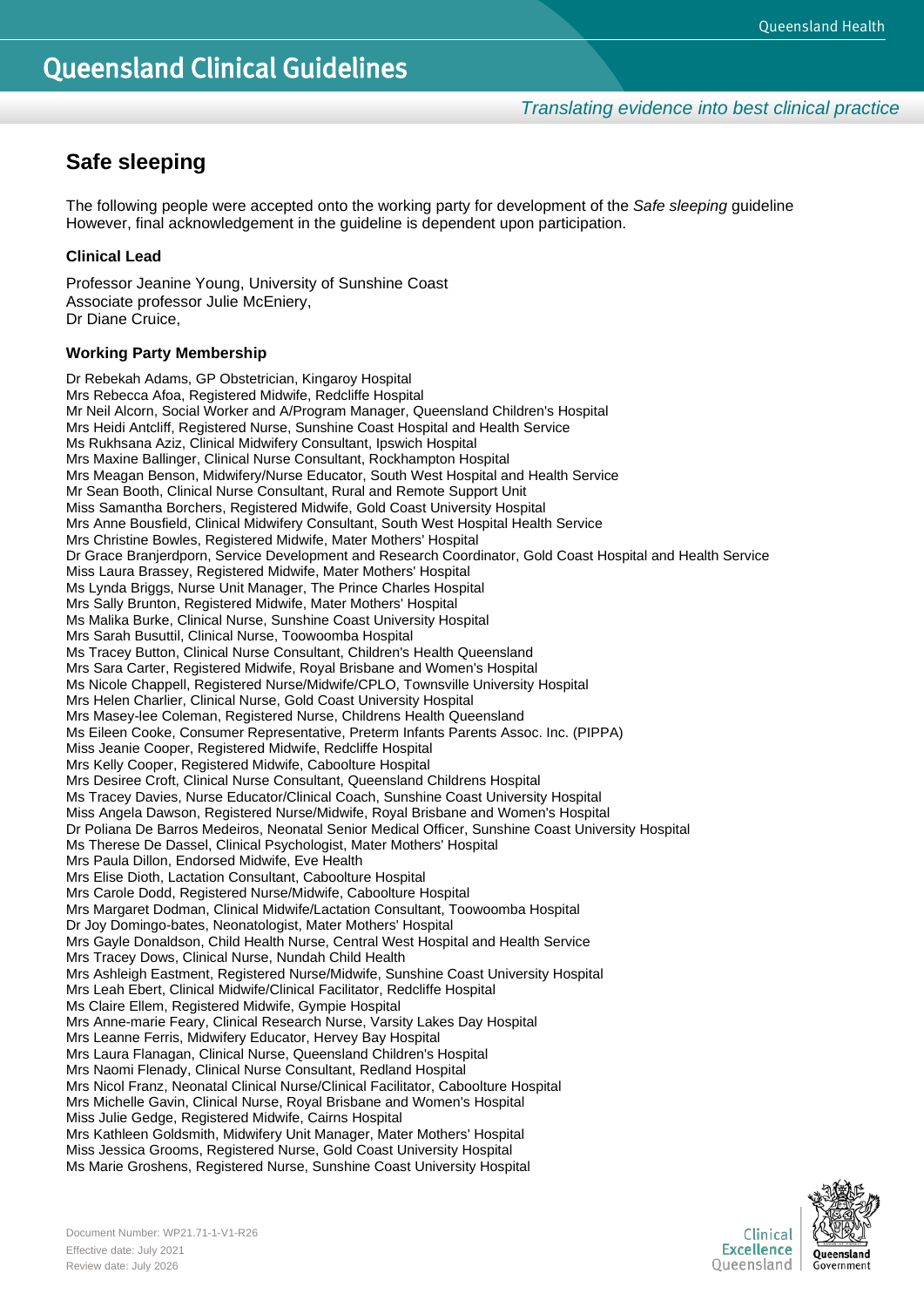# Safe sleeping

The following people were accepted onto the working party for development of the *Safe sleeping* guideline However, final acknowledgement in the guideline is dependent upon participation.

### Clinical Lead

Professor Jeanine Young, University of Sunshine Coast
Associate professor Julie McEniery,
Dr Diane Cruice,

### Working Party Membership

Dr Rebekah Adams, GP Obstetrician, Kingaroy Hospital
Mrs Rebecca Afoa, Registered Midwife, Redcliffe Hospital
Mr Neil Alcorn, Social Worker and A/Program Manager, Queensland Children's Hospital
Mrs Heidi Antcliff, Registered Nurse, Sunshine Coast Hospital and Health Service
Ms Rukhsana Aziz, Clinical Midwifery Consultant, Ipswich Hospital
Mrs Maxine Ballinger, Clinical Nurse Consultant, Rockhampton Hospital
Mrs Meagan Benson, Midwifery/Nurse Educator, South West Hospital and Health Service
Mr Sean Booth, Clinical Nurse Consultant, Rural and Remote Support Unit
Miss Samantha Borchers, Registered Midwife, Gold Coast University Hospital
Mrs Anne Bousfield, Clinical Midwifery Consultant, South West Hospital Health Service
Mrs Christine Bowles, Registered Midwife, Mater Mothers' Hospital
Dr Grace Branjerdporn, Service Development and Research Coordinator, Gold Coast Hospital and Health Service
Miss Laura Brassey, Registered Midwife, Mater Mothers' Hospital
Ms Lynda Briggs, Nurse Unit Manager, The Prince Charles Hospital
Mrs Sally Brunton, Registered Midwife, Mater Mothers' Hospital
Ms Malika Burke, Clinical Nurse, Sunshine Coast University Hospital
Mrs Sarah Busuttil, Clinical Nurse, Toowoomba Hospital
Ms Tracey Button, Clinical Nurse Consultant, Children's Health Queensland
Mrs Sara Carter, Registered Midwife, Royal Brisbane and Women's Hospital
Ms Nicole Chappell, Registered Nurse/Midwife/CPLO, Townsville University Hospital
Mrs Helen Charlier, Clinical Nurse, Gold Coast University Hospital
Mrs Masey-lee Coleman, Registered Nurse, Childrens Health Queensland
Ms Eileen Cooke, Consumer Representative, Preterm Infants Parents Assoc. Inc. (PIPPA)
Miss Jeanie Cooper, Registered Midwife, Redcliffe Hospital
Mrs Kelly Cooper, Registered Midwife, Caboolture Hospital
Mrs Desiree Croft, Clinical Nurse Consultant, Queensland Childrens Hospital
Ms Tracey Davies, Nurse Educator/Clinical Coach, Sunshine Coast University Hospital
Miss Angela Dawson, Registered Nurse/Midwife, Royal Brisbane and Women's Hospital
Dr Poliana De Barros Medeiros, Neonatal Senior Medical Officer, Sunshine Coast University Hospital
Ms Therese De Dassel, Clinical Psychologist, Mater Mothers' Hospital
Mrs Paula Dillon, Endorsed Midwife, Eve Health
Mrs Elise Dioth, Lactation Consultant, Caboolture Hospital
Mrs Carole Dodd, Registered Nurse/Midwife, Caboolture Hospital
Mrs Margaret Dodman, Clinical Midwife/Lactation Consultant, Toowoomba Hospital
Dr Joy Domingo-bates, Neonatologist, Mater Mothers' Hospital
Mrs Gayle Donaldson, Child Health Nurse, Central West Hospital and Health Service
Mrs Tracey Dows, Clinical Nurse, Nundah Child Health
Mrs Ashleigh Eastment, Registered Nurse/Midwife, Sunshine Coast University Hospital
Mrs Leah Ebert, Clinical Midwife/Clinical Facilitator, Redcliffe Hospital
Ms Claire Ellem, Registered Midwife, Gympie Hospital
Mrs Anne-marie Feary, Clinical Research Nurse, Varsity Lakes Day Hospital
Mrs Leanne Ferris, Midwifery Educator, Hervey Bay Hospital
Mrs Laura Flanagan, Clinical Nurse, Queensland Children's Hospital
Mrs Naomi Flenady, Clinical Nurse Consultant, Redland Hospital
Mrs Nicol Franz, Neonatal Clinical Nurse/Clinical Facilitator, Caboolture Hospital
Mrs Michelle Gavin, Clinical Nurse, Royal Brisbane and Women's Hospital
Miss Julie Gedge, Registered Midwife, Cairns Hospital
Mrs Kathleen Goldsmith, Midwifery Unit Manager, Mater Mothers' Hospital
Miss Jessica Grooms, Registered Nurse, Gold Coast University Hospital
Ms Marie Groshens, Registered Nurse, Sunshine Coast University Hospital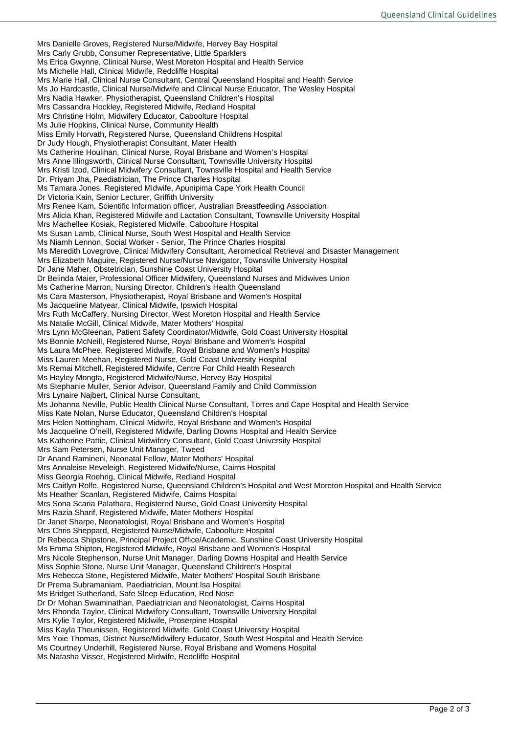Mrs Danielle Groves, Registered Nurse/Midwife, Hervey Bay Hospital
Mrs Carly Grubb, Consumer Representative, Little Sparklers
Ms Erica Gwynne, Clinical Nurse, West Moreton Hospital and Health Service
Ms Michelle Hall, Clinical Midwife, Redcliffe Hospital
Mrs Marie Hall, Clinical Nurse Consultant, Central Queensland Hospital and Health Service
Ms Jo Hardcastle, Clinical Nurse/Midwife and Clinical Nurse Educator, The Wesley Hospital
Mrs Nadia Hawker, Physiotherapist, Queensland Children's Hospital
Mrs Cassandra Hockley, Registered Midwife, Redland Hospital
Mrs Christine Holm, Midwifery Educator, Caboolture Hospital
Ms Julie Hopkins, Clinical Nurse, Community Health
Miss Emily Horvath, Registered Nurse, Queensland Childrens Hospital
Dr Judy Hough, Physiotherapist Consultant, Mater Health
Ms Catherine Houlihan, Clinical Nurse, Royal Brisbane and Women's Hospital
Mrs Anne Illingsworth, Clinical Nurse Consultant, Townsville University Hospital
Mrs Kristi Izod, Clinical Midwifery Consultant, Townsville Hospital and Health Service
Dr. Priyam Jha, Paediatrician, The Prince Charles Hospital
Ms Tamara Jones, Registered Midwife, Apunipima Cape York Health Council
Dr Victoria Kain, Senior Lecturer, Griffith University
Mrs Renee Kam, Scientific Information officer, Australian Breastfeeding Association
Mrs Alicia Khan, Registered Midwife and Lactation Consultant, Townsville University Hospital
Mrs Machellee Kosiak, Registered Midwife, Caboolture Hospital
Ms Susan Lamb, Clinical Nurse, South West Hospital and Health Service
Ms Niamh Lennon, Social Worker - Senior, The Prince Charles Hospital
Ms Meredith Lovegrove, Clinical Midwifery Consultant, Aeromedical Retrieval and Disaster Management
Mrs Elizabeth Maguire, Registered Nurse/Nurse Navigator, Townsville University Hospital
Dr Jane Maher, Obstetrician, Sunshine Coast University Hospital
Dr Belinda Maier, Professional Officer Midwifery, Queensland Nurses and Midwives Union
Ms Catherine Marron, Nursing Director, Children's Health Queensland
Ms Cara Masterson, Physiotherapist, Royal Brisbane and Women's Hospital
Ms Jacqueline Matyear, Clinical Midwife, Ipswich Hospital
Mrs Ruth McCaffery, Nursing Director, West Moreton Hospital and Health Service
Ms Natalie McGill, Clinical Midwife, Mater Mothers' Hospital
Mrs Lynn McGleenan, Patient Safety Coordinator/Midwife, Gold Coast University Hospital
Ms Bonnie McNeill, Registered Nurse, Royal Brisbane and Women's Hospital
Ms Laura McPhee, Registered Midwife, Royal Brisbane and Women's Hospital
Miss Lauren Meehan, Registered Nurse, Gold Coast University Hospital
Ms Remai Mitchell, Registered Midwife, Centre For Child Health Research
Ms Hayley Mongta, Registered Midwife/Nurse, Hervey Bay Hospital
Ms Stephanie Muller, Senior Advisor, Queensland Family and Child Commission
Mrs Lynaire Najbert, Clinical Nurse Consultant,
Ms Johanna Neville, Public Health Clinical Nurse Consultant, Torres and Cape Hospital and Health Service
Miss Kate Nolan, Nurse Educator, Queensland Children's Hospital
Mrs Helen Nottingham, Clinical Midwife, Royal Brisbane and Women's Hospital
Ms Jacqueline O'neill, Registered Midwife, Darling Downs Hospital and Health Service
Ms Katherine Pattie, Clinical Midwifery Consultant, Gold Coast University Hospital
Mrs Sam Petersen, Nurse Unit Manager, Tweed
Dr Anand Ramineni, Neonatal Fellow, Mater Mothers' Hospital
Mrs Annaleise Reveleigh, Registered Midwife/Nurse, Cairns Hospital
Miss Georgia Roehrig, Clinical Midwife, Redland Hospital
Mrs Caitlyn Rolfe, Registered Nurse, Queensland Children's Hospital and West Moreton Hospital and Health Service
Ms Heather Scanlan, Registered Midwife, Cairns Hospital
Mrs Sona Scaria Palathara, Registered Nurse, Gold Coast University Hospital
Mrs Razia Sharif, Registered Midwife, Mater Mothers' Hospital
Dr Janet Sharpe, Neonatologist, Royal Brisbane and Women's Hospital
Mrs Chris Sheppard, Registered Nurse/Midwife, Caboolture Hospital
Dr Rebecca Shipstone, Principal Project Office/Academic, Sunshine Coast University Hospital
Ms Emma Shipton, Registered Midwife, Royal Brisbane and Women's Hospital
Mrs Nicole Stephenson, Nurse Unit Manager, Darling Downs Hospital and Health Service
Miss Sophie Stone, Nurse Unit Manager, Queensland Children's Hospital
Mrs Rebecca Stone, Registered Midwife, Mater Mothers' Hospital South Brisbane
Dr Prema Subramaniam, Paediatrician, Mount Isa Hospital
Ms Bridget Sutherland, Safe Sleep Education, Red Nose
Dr Dr Mohan Swaminathan, Paediatrician and Neonatologist, Cairns Hospital
Mrs Rhonda Taylor, Clinical Midwifery Consultant, Townsville University Hospital
Mrs Kylie Taylor, Registered Midwife, Proserpine Hospital
Miss Kayla Theunissen, Registered Midwife, Gold Coast University Hospital
Mrs Yoie Thomas, District Nurse/Midwifery Educator, South West Hospital and Health Service
Ms Courtney Underhill, Registered Nurse, Royal Brisbane and Womens Hospital
Ms Natasha Visser, Registered Midwife, Redcliffe Hospital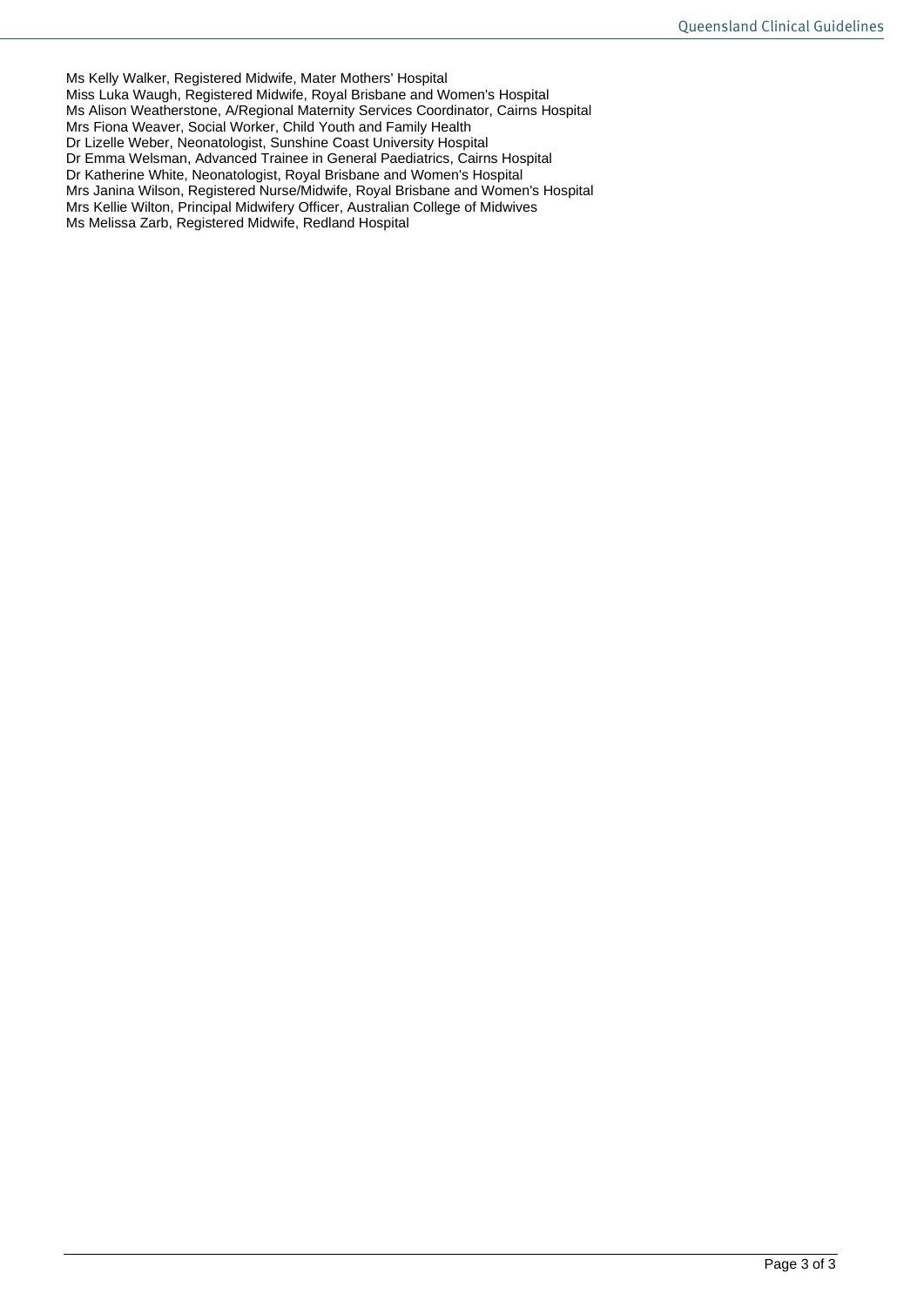Ms Kelly Walker, Registered Midwife, Mater Mothers' Hospital
Miss Luka Waugh, Registered Midwife, Royal Brisbane and Women's Hospital
Ms Alison Weatherstone, A/Regional Maternity Services Coordinator, Cairns Hospital
Mrs Fiona Weaver, Social Worker, Child Youth and Family Health
Dr Lizelle Weber, Neonatologist, Sunshine Coast University Hospital
Dr Emma Welsman, Advanced Trainee in General Paediatrics, Cairns Hospital
Dr Katherine White, Neonatologist, Royal Brisbane and Women's Hospital
Mrs Janina Wilson, Registered Nurse/Midwife, Royal Brisbane and Women's Hospital
Mrs Kellie Wilton, Principal Midwifery Officer, Australian College of Midwives
Ms Melissa Zarb, Registered Midwife, Redland Hospital